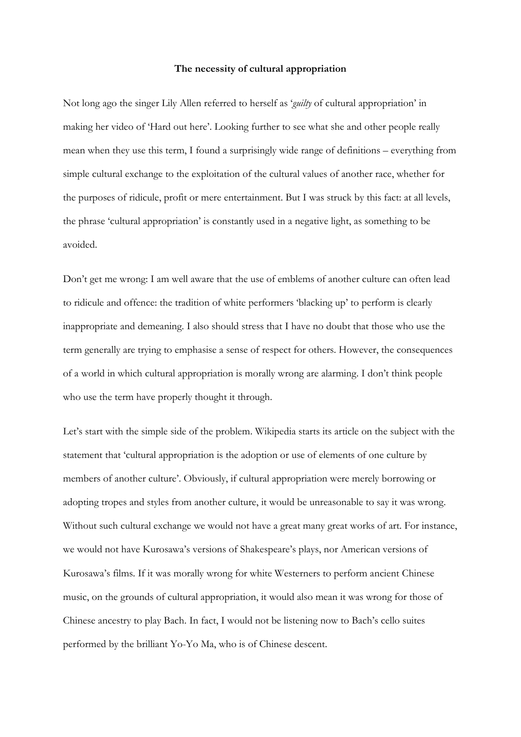**The necessity of cultural appropriation**

Not long ago the singer Lily Allen referred to herself as '*guilty* of cultural appropriation' in making her video of 'Hard out here'. Looking further to see what she and other people really mean when they use this term, I found a surprisingly wide range of definitions – everything from simple cultural exchange to the exploitation of the cultural values of another race, whether for the purposes of ridicule, profit or mere entertainment. But I was struck by this fact: at all levels, the phrase 'cultural appropriation' is constantly used in a negative light, as something to be avoided.

Don't get me wrong: I am well aware that the use of emblems of another culture can often lead to ridicule and offence: the tradition of white performers 'blacking up' to perform is clearly inappropriate and demeaning. I also should stress that I have no doubt that those who use the term generally are trying to emphasise a sense of respect for others. However, the consequences of a world in which cultural appropriation is morally wrong are alarming. I don't think people who use the term have properly thought it through.

Let's start with the simple side of the problem. Wikipedia starts its article on the subject with the statement that 'cultural appropriation is the adoption or use of elements of one culture by members of another culture'. Obviously, if cultural appropriation were merely borrowing or adopting tropes and styles from another culture, it would be unreasonable to say it was wrong. Without such cultural exchange we would not have a great many great works of art. For instance, we would not have Kurosawa's versions of Shakespeare's plays, nor American versions of Kurosawa's films. If it was morally wrong for white Westerners to perform ancient Chinese music, on the grounds of cultural appropriation, it would also mean it was wrong for those of Chinese ancestry to play Bach. In fact, I would not be listening now to Bach's cello suites performed by the brilliant Yo-Yo Ma, who is of Chinese descent.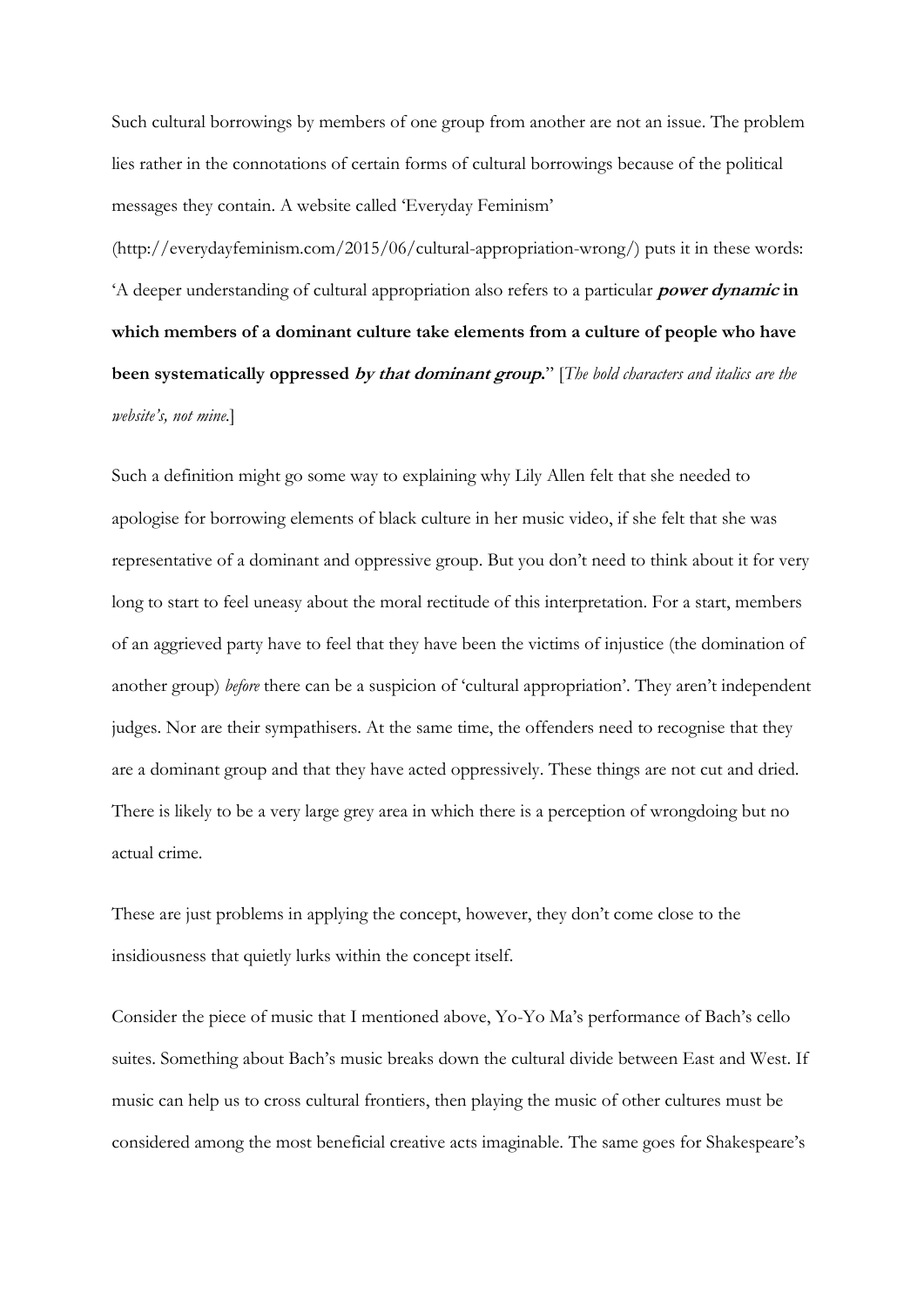Such cultural borrowings by members of one group from another are not an issue. The problem lies rather in the connotations of certain forms of cultural borrowings because of the political messages they contain. A website called 'Everyday Feminism' (http://everydayfeminism.com/2015/06/cultural-appropriation-wrong/) puts it in these words: 'A deeper understanding of cultural appropriation also refers to a particular ***power dynamic*** **in which members of a dominant culture take elements from a culture of people who have been systematically oppressed** ***by that dominant group.***' [*The bold characters and italics are the website's, not mine.*]

Such a definition might go some way to explaining why Lily Allen felt that she needed to apologise for borrowing elements of black culture in her music video, if she felt that she was representative of a dominant and oppressive group. But you don't need to think about it for very long to start to feel uneasy about the moral rectitude of this interpretation. For a start, members of an aggrieved party have to feel that they have been the victims of injustice (the domination of another group) *before* there can be a suspicion of 'cultural appropriation'. They aren't independent judges. Nor are their sympathisers. At the same time, the offenders need to recognise that they are a dominant group and that they have acted oppressively. These things are not cut and dried. There is likely to be a very large grey area in which there is a perception of wrongdoing but no actual crime.

These are just problems in applying the concept, however, they don't come close to the insidiousness that quietly lurks within the concept itself.

Consider the piece of music that I mentioned above, Yo-Yo Ma's performance of Bach's cello suites. Something about Bach's music breaks down the cultural divide between East and West. If music can help us to cross cultural frontiers, then playing the music of other cultures must be considered among the most beneficial creative acts imaginable. The same goes for Shakespeare's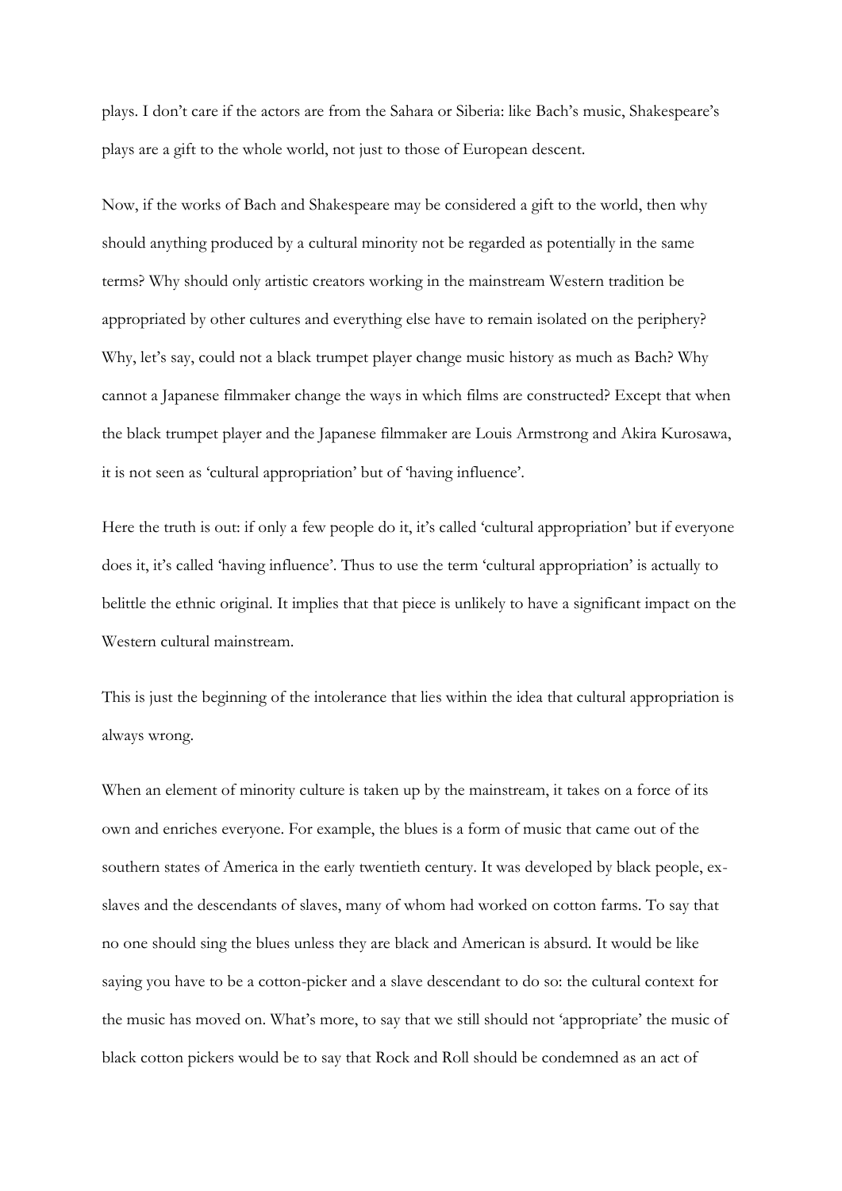plays. I don't care if the actors are from the Sahara or Siberia: like Bach's music, Shakespeare's plays are a gift to the whole world, not just to those of European descent.

Now, if the works of Bach and Shakespeare may be considered a gift to the world, then why should anything produced by a cultural minority not be regarded as potentially in the same terms? Why should only artistic creators working in the mainstream Western tradition be appropriated by other cultures and everything else have to remain isolated on the periphery? Why, let's say, could not a black trumpet player change music history as much as Bach? Why cannot a Japanese filmmaker change the ways in which films are constructed? Except that when the black trumpet player and the Japanese filmmaker are Louis Armstrong and Akira Kurosawa, it is not seen as 'cultural appropriation' but of 'having influence'.

Here the truth is out: if only a few people do it, it's called 'cultural appropriation' but if everyone does it, it's called 'having influence'. Thus to use the term 'cultural appropriation' is actually to belittle the ethnic original. It implies that that piece is unlikely to have a significant impact on the Western cultural mainstream.

This is just the beginning of the intolerance that lies within the idea that cultural appropriation is always wrong.

When an element of minority culture is taken up by the mainstream, it takes on a force of its own and enriches everyone. For example, the blues is a form of music that came out of the southern states of America in the early twentieth century. It was developed by black people, ex-slaves and the descendants of slaves, many of whom had worked on cotton farms. To say that no one should sing the blues unless they are black and American is absurd. It would be like saying you have to be a cotton-picker and a slave descendant to do so: the cultural context for the music has moved on. What's more, to say that we still should not 'appropriate' the music of black cotton pickers would be to say that Rock and Roll should be condemned as an act of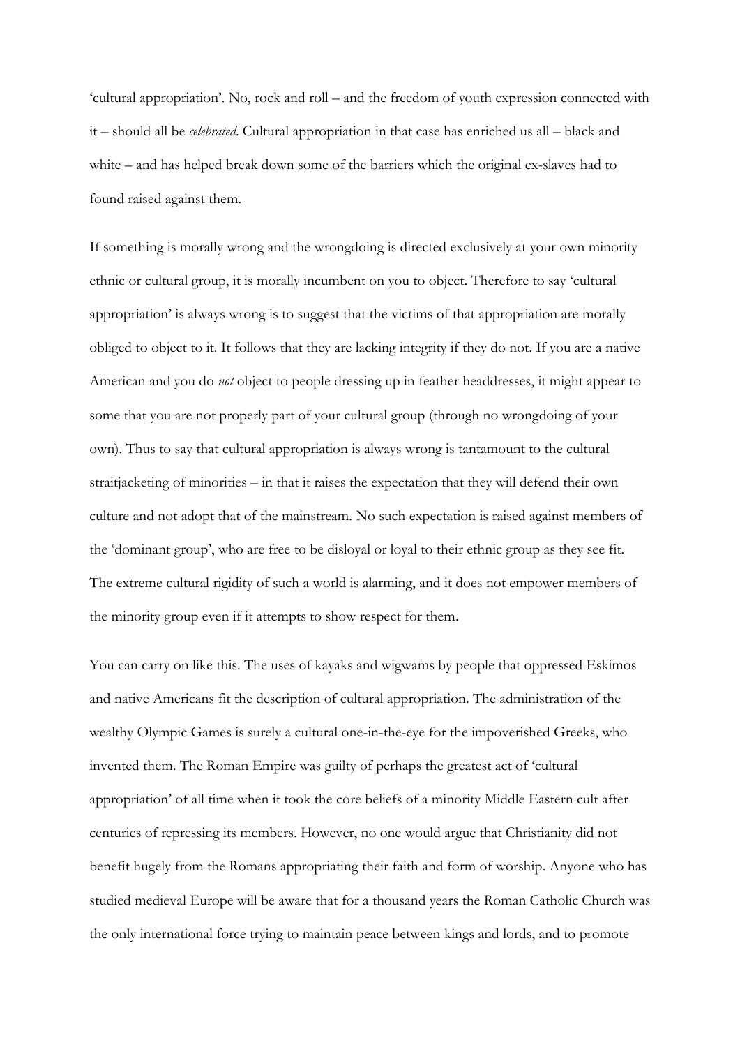'cultural appropriation'. No, rock and roll – and the freedom of youth expression connected with it – should all be *celebrated*. Cultural appropriation in that case has enriched us all – black and white – and has helped break down some of the barriers which the original ex-slaves had to found raised against them.

If something is morally wrong and the wrongdoing is directed exclusively at your own minority ethnic or cultural group, it is morally incumbent on you to object. Therefore to say 'cultural appropriation' is always wrong is to suggest that the victims of that appropriation are morally obliged to object to it. It follows that they are lacking integrity if they do not. If you are a native American and you do *not* object to people dressing up in feather headdresses, it might appear to some that you are not properly part of your cultural group (through no wrongdoing of your own). Thus to say that cultural appropriation is always wrong is tantamount to the cultural straitjacketing of minorities – in that it raises the expectation that they will defend their own culture and not adopt that of the mainstream. No such expectation is raised against members of the 'dominant group', who are free to be disloyal or loyal to their ethnic group as they see fit. The extreme cultural rigidity of such a world is alarming, and it does not empower members of the minority group even if it attempts to show respect for them.

You can carry on like this. The uses of kayaks and wigwams by people that oppressed Eskimos and native Americans fit the description of cultural appropriation. The administration of the wealthy Olympic Games is surely a cultural one-in-the-eye for the impoverished Greeks, who invented them. The Roman Empire was guilty of perhaps the greatest act of 'cultural appropriation' of all time when it took the core beliefs of a minority Middle Eastern cult after centuries of repressing its members. However, no one would argue that Christianity did not benefit hugely from the Romans appropriating their faith and form of worship. Anyone who has studied medieval Europe will be aware that for a thousand years the Roman Catholic Church was the only international force trying to maintain peace between kings and lords, and to promote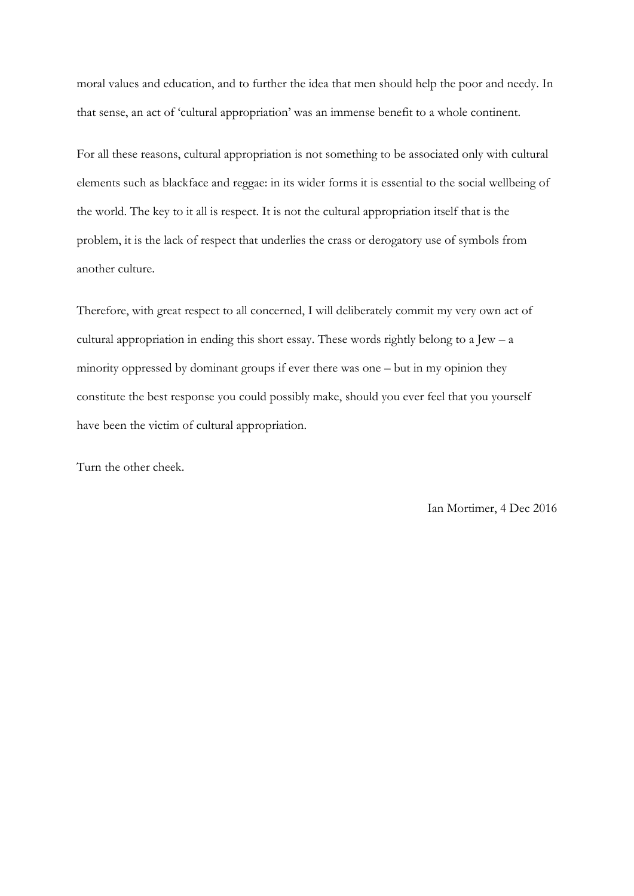moral values and education, and to further the idea that men should help the poor and needy. In that sense, an act of 'cultural appropriation' was an immense benefit to a whole continent.

For all these reasons, cultural appropriation is not something to be associated only with cultural elements such as blackface and reggae: in its wider forms it is essential to the social wellbeing of the world. The key to it all is respect. It is not the cultural appropriation itself that is the problem, it is the lack of respect that underlies the crass or derogatory use of symbols from another culture.

Therefore, with great respect to all concerned, I will deliberately commit my very own act of cultural appropriation in ending this short essay. These words rightly belong to a Jew – a minority oppressed by dominant groups if ever there was one – but in my opinion they constitute the best response you could possibly make, should you ever feel that you yourself have been the victim of cultural appropriation.

Turn the other cheek.

Ian Mortimer, 4 Dec 2016